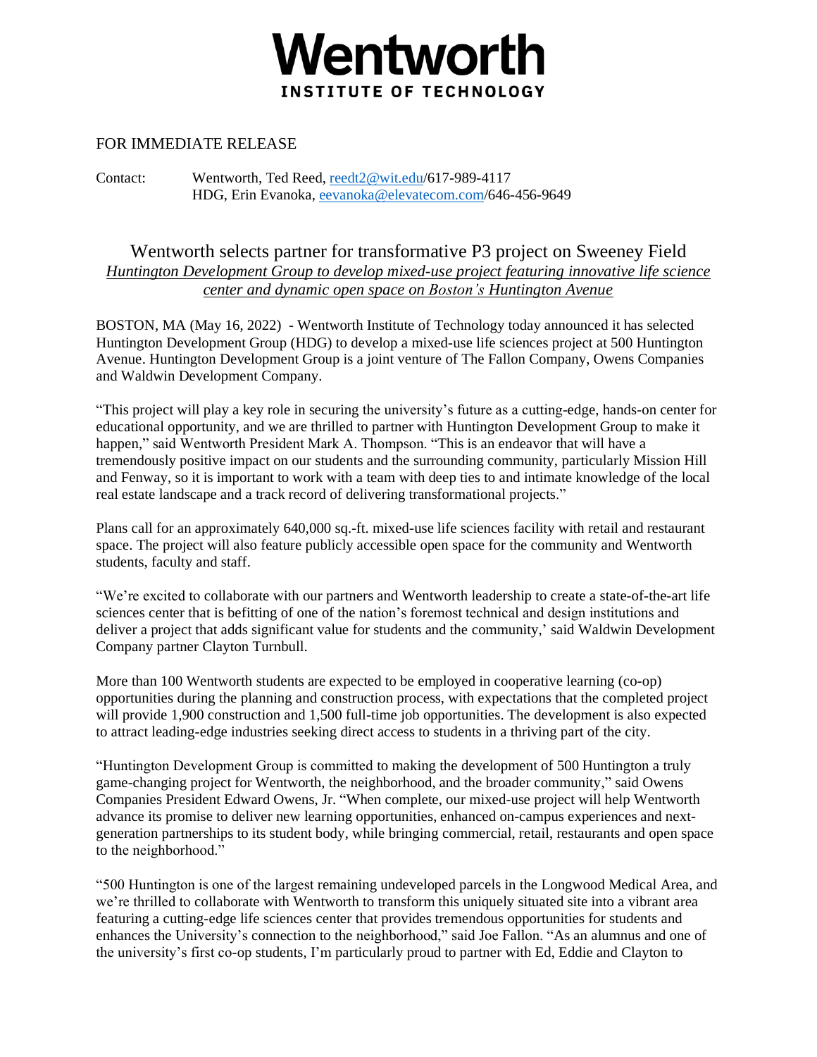# Wentworth
INSTITUTE OF TECHNOLOGY

FOR IMMEDIATE RELEASE

Contact: Wentworth, Ted Reed, reedt2@wit.edu/617-989-4117
HDG, Erin Evanoka, eevanoka@elevatecom.com/646-456-9649

## Wentworth selects partner for transformative P3 project on Sweeney Field

*Huntington Development Group to develop mixed-use project featuring innovative life science center and dynamic open space on Boston's Huntington Avenue*

BOSTON, MA (May 16, 2022) - Wentworth Institute of Technology today announced it has selected Huntington Development Group (HDG) to develop a mixed-use life sciences project at 500 Huntington Avenue. Huntington Development Group is a joint venture of The Fallon Company, Owens Companies and Waldwin Development Company.

"This project will play a key role in securing the university's future as a cutting-edge, hands-on center for educational opportunity, and we are thrilled to partner with Huntington Development Group to make it happen," said Wentworth President Mark A. Thompson. "This is an endeavor that will have a tremendously positive impact on our students and the surrounding community, particularly Mission Hill and Fenway, so it is important to work with a team with deep ties to and intimate knowledge of the local real estate landscape and a track record of delivering transformational projects."

Plans call for an approximately 640,000 sq.-ft. mixed-use life sciences facility with retail and restaurant space. The project will also feature publicly accessible open space for the community and Wentworth students, faculty and staff.

"We're excited to collaborate with our partners and Wentworth leadership to create a state-of-the-art life sciences center that is befitting of one of the nation's foremost technical and design institutions and deliver a project that adds significant value for students and the community,' said Waldwin Development Company partner Clayton Turnbull.

More than 100 Wentworth students are expected to be employed in cooperative learning (co-op) opportunities during the planning and construction process, with expectations that the completed project will provide 1,900 construction and 1,500 full-time job opportunities. The development is also expected to attract leading-edge industries seeking direct access to students in a thriving part of the city.

"Huntington Development Group is committed to making the development of 500 Huntington a truly game-changing project for Wentworth, the neighborhood, and the broader community," said Owens Companies President Edward Owens, Jr. "When complete, our mixed-use project will help Wentworth advance its promise to deliver new learning opportunities, enhanced on-campus experiences and next-generation partnerships to its student body, while bringing commercial, retail, restaurants and open space to the neighborhood."

"500 Huntington is one of the largest remaining undeveloped parcels in the Longwood Medical Area, and we're thrilled to collaborate with Wentworth to transform this uniquely situated site into a vibrant area featuring a cutting-edge life sciences center that provides tremendous opportunities for students and enhances the University's connection to the neighborhood," said Joe Fallon. "As an alumnus and one of the university's first co-op students, I'm particularly proud to partner with Ed, Eddie and Clayton to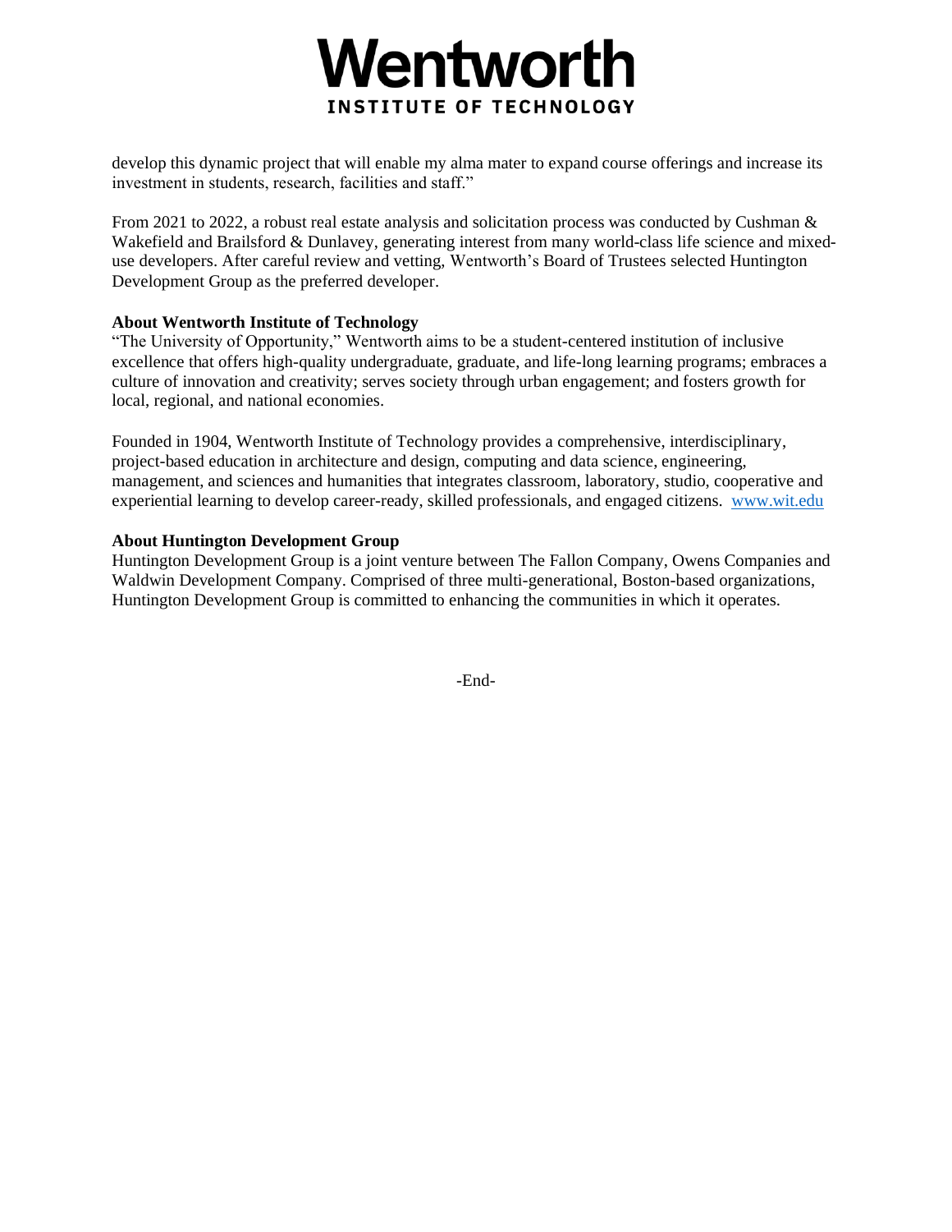develop this dynamic project that will enable my alma mater to expand course offerings and increase its investment in students, research, facilities and staff."

From 2021 to 2022, a robust real estate analysis and solicitation process was conducted by Cushman & Wakefield and Brailsford & Dunlavey, generating interest from many world-class life science and mixed-use developers. After careful review and vetting, Wentworth's Board of Trustees selected Huntington Development Group as the preferred developer.

**About Wentworth Institute of Technology**

"The University of Opportunity," Wentworth aims to be a student-centered institution of inclusive excellence that offers high-quality undergraduate, graduate, and life-long learning programs; embraces a culture of innovation and creativity; serves society through urban engagement; and fosters growth for local, regional, and national economies.

Founded in 1904, Wentworth Institute of Technology provides a comprehensive, interdisciplinary, project-based education in architecture and design, computing and data science, engineering, management, and sciences and humanities that integrates classroom, laboratory, studio, cooperative and experiential learning to develop career-ready, skilled professionals, and engaged citizens. www.wit.edu

**About Huntington Development Group**

Huntington Development Group is a joint venture between The Fallon Company, Owens Companies and Waldwin Development Company. Comprised of three multi-generational, Boston-based organizations, Huntington Development Group is committed to enhancing the communities in which it operates.

-End-